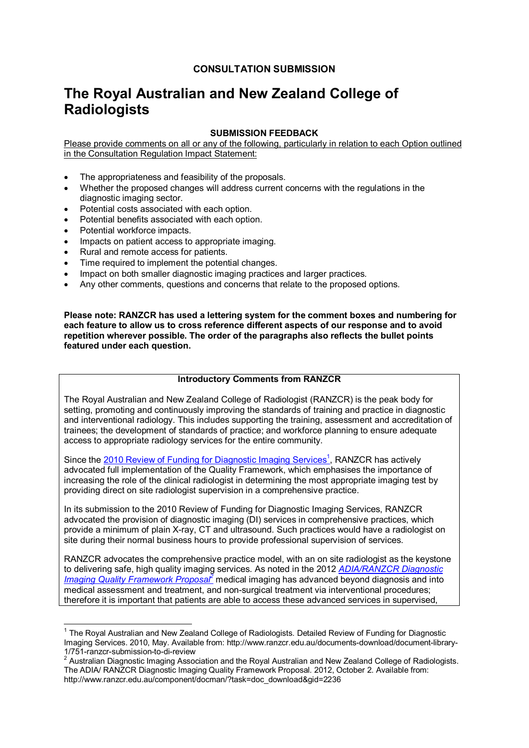**CONSULTATION SUBMISSION**

# The Royal Australian and New Zealand College of Radiologists

**SUBMISSION FEEDBACK**

Please provide comments on all or any of the following, particularly in relation to each Option outlined in the Consultation Regulation Impact Statement:

- The appropriateness and feasibility of the proposals.
- Whether the proposed changes will address current concerns with the regulations in the diagnostic imaging sector.
- Potential costs associated with each option.
- Potential benefits associated with each option.
- Potential workforce impacts.
- Impacts on patient access to appropriate imaging.
- Rural and remote access for patients.
- Time required to implement the potential changes.
- Impact on both smaller diagnostic imaging practices and larger practices.
- Any other comments, questions and concerns that relate to the proposed options.

**Please note: RANZCR has used a lettering system for the comment boxes and numbering for each feature to allow us to cross reference different aspects of our response and to avoid repetition wherever possible. The order of the paragraphs also reflects the bullet points featured under each question.**

**Introductory Comments from RANZCR**

The Royal Australian and New Zealand College of Radiologist (RANZCR) is the peak body for setting, promoting and continuously improving the standards of training and practice in diagnostic and interventional radiology. This includes supporting the training, assessment and accreditation of trainees; the development of standards of practice; and workforce planning to ensure adequate access to appropriate radiology services for the entire community.

Since the 2010 Review of Funding for Diagnostic Imaging Services[1], RANZCR has actively advocated full implementation of the Quality Framework, which emphasises the importance of increasing the role of the clinical radiologist in determining the most appropriate imaging test by providing direct on site radiologist supervision in a comprehensive practice.

In its submission to the 2010 Review of Funding for Diagnostic Imaging Services, RANZCR advocated the provision of diagnostic imaging (DI) services in comprehensive practices, which provide a minimum of plain X-ray, CT and ultrasound. Such practices would have a radiologist on site during their normal business hours to provide professional supervision of services.

RANZCR advocates the comprehensive practice model, with an on site radiologist as the keystone to delivering safe, high quality imaging services. As noted in the 2012 *ADIA/RANZCR Diagnostic Imaging Quality Framework Proposal*[2] medical imaging has advanced beyond diagnosis and into medical assessment and treatment, and non-surgical treatment via interventional procedures; therefore it is important that patients are able to access these advanced services in supervised,

[1] The Royal Australian and New Zealand College of Radiologists. Detailed Review of Funding for Diagnostic Imaging Services. 2010, May. Available from: http://www.ranzcr.edu.au/documents-download/document-library-1/751-ranzcr-submission-to-di-review

[2] Australian Diagnostic Imaging Association and the Royal Australian and New Zealand College of Radiologists. The ADIA/ RANZCR Diagnostic Imaging Quality Framework Proposal. 2012, October 2. Available from: http://www.ranzcr.edu.au/component/docman/?task=doc_download&gid=2236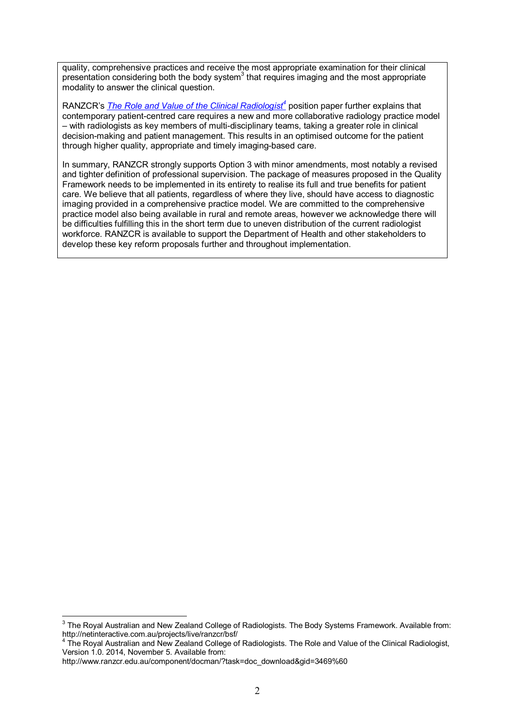quality, comprehensive practices and receive the most appropriate examination for their clinical presentation considering both the body system[3] that requires imaging and the most appropriate modality to answer the clinical question.

RANZCR's *The Role and Value of the Clinical Radiologist*[4] position paper further explains that contemporary patient-centred care requires a new and more collaborative radiology practice model – with radiologists as key members of multi-disciplinary teams, taking a greater role in clinical decision-making and patient management. This results in an optimised outcome for the patient through higher quality, appropriate and timely imaging-based care.

In summary, RANZCR strongly supports Option 3 with minor amendments, most notably a revised and tighter definition of professional supervision. The package of measures proposed in the Quality Framework needs to be implemented in its entirety to realise its full and true benefits for patient care. We believe that all patients, regardless of where they live, should have access to diagnostic imaging provided in a comprehensive practice model. We are committed to the comprehensive practice model also being available in rural and remote areas, however we acknowledge there will be difficulties fulfilling this in the short term due to uneven distribution of the current radiologist workforce. RANZCR is available to support the Department of Health and other stakeholders to develop these key reform proposals further and throughout implementation.

---

[3] The Royal Australian and New Zealand College of Radiologists. The Body Systems Framework. Available from: http://netinteractive.com.au/projects/live/ranzcr/bsf/

[4] The Royal Australian and New Zealand College of Radiologists. The Role and Value of the Clinical Radiologist, Version 1.0. 2014, November 5. Available from: http://www.ranzcr.edu.au/component/docman/?task=doc_download&gid=3469%60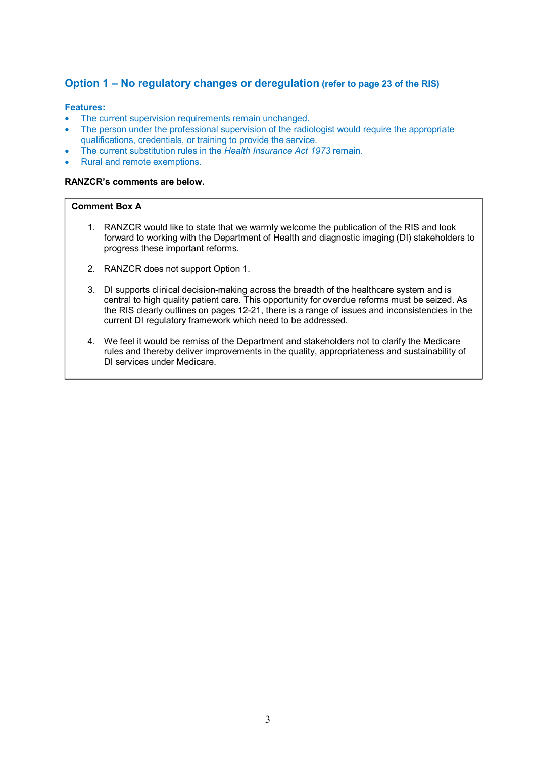## Option 1 – No regulatory changes or deregulation (refer to page 23 of the RIS)

**Features:**

- The current supervision requirements remain unchanged.
- The person under the professional supervision of the radiologist would require the appropriate qualifications, credentials, or training to provide the service.
- The current substitution rules in the *Health Insurance Act 1973* remain.
- Rural and remote exemptions.

**RANZCR's comments are below.**

**Comment Box A**

1. RANZCR would like to state that we warmly welcome the publication of the RIS and look forward to working with the Department of Health and diagnostic imaging (DI) stakeholders to progress these important reforms.

2. RANZCR does not support Option 1.

3. DI supports clinical decision-making across the breadth of the healthcare system and is central to high quality patient care. This opportunity for overdue reforms must be seized. As the RIS clearly outlines on pages 12-21, there is a range of issues and inconsistencies in the current DI regulatory framework which need to be addressed.

4. We feel it would be remiss of the Department and stakeholders not to clarify the Medicare rules and thereby deliver improvements in the quality, appropriateness and sustainability of DI services under Medicare.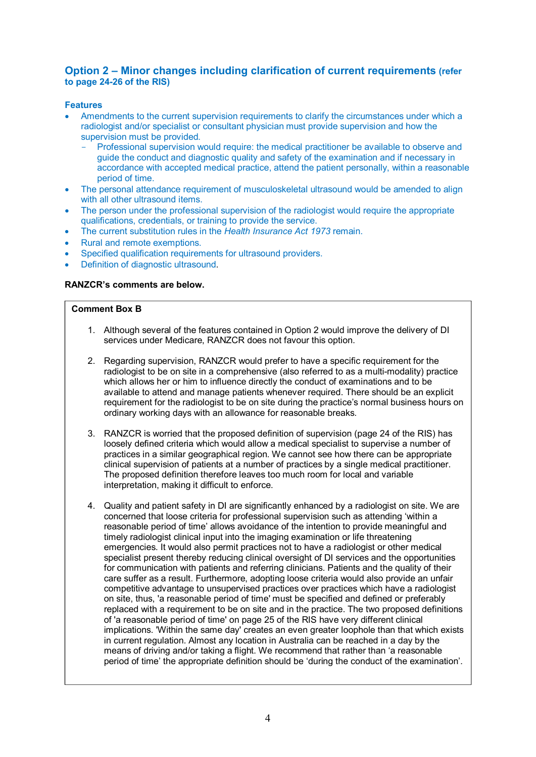## Option 2 – Minor changes including clarification of current requirements (refer to page 24-26 of the RIS)

### Features

- Amendments to the current supervision requirements to clarify the circumstances under which a radiologist and/or specialist or consultant physician must provide supervision and how the supervision must be provided.
  - Professional supervision would require: the medical practitioner be available to observe and guide the conduct and diagnostic quality and safety of the examination and if necessary in accordance with accepted medical practice, attend the patient personally, within a reasonable period of time.
- The personal attendance requirement of musculoskeletal ultrasound would be amended to align with all other ultrasound items.
- The person under the professional supervision of the radiologist would require the appropriate qualifications, credentials, or training to provide the service.
- The current substitution rules in the *Health Insurance Act 1973* remain.
- Rural and remote exemptions.
- Specified qualification requirements for ultrasound providers.
- Definition of diagnostic ultrasound.

**RANZCR's comments are below.**

**Comment Box B**

1. Although several of the features contained in Option 2 would improve the delivery of DI services under Medicare, RANZCR does not favour this option.

2. Regarding supervision, RANZCR would prefer to have a specific requirement for the radiologist to be on site in a comprehensive (also referred to as a multi-modality) practice which allows her or him to influence directly the conduct of examinations and to be available to attend and manage patients whenever required. There should be an explicit requirement for the radiologist to be on site during the practice's normal business hours on ordinary working days with an allowance for reasonable breaks.

3. RANZCR is worried that the proposed definition of supervision (page 24 of the RIS) has loosely defined criteria which would allow a medical specialist to supervise a number of practices in a similar geographical region. We cannot see how there can be appropriate clinical supervision of patients at a number of practices by a single medical practitioner. The proposed definition therefore leaves too much room for local and variable interpretation, making it difficult to enforce.

4. Quality and patient safety in DI are significantly enhanced by a radiologist on site. We are concerned that loose criteria for professional supervision such as attending 'within a reasonable period of time' allows avoidance of the intention to provide meaningful and timely radiologist clinical input into the imaging examination or life threatening emergencies. It would also permit practices not to have a radiologist or other medical specialist present thereby reducing clinical oversight of DI services and the opportunities for communication with patients and referring clinicians. Patients and the quality of their care suffer as a result. Furthermore, adopting loose criteria would also provide an unfair competitive advantage to unsupervised practices over practices which have a radiologist on site, thus, 'a reasonable period of time' must be specified and defined or preferably replaced with a requirement to be on site and in the practice. The two proposed definitions of 'a reasonable period of time' on page 25 of the RIS have very different clinical implications. 'Within the same day' creates an even greater loophole than that which exists in current regulation. Almost any location in Australia can be reached in a day by the means of driving and/or taking a flight. We recommend that rather than 'a reasonable period of time' the appropriate definition should be 'during the conduct of the examination'.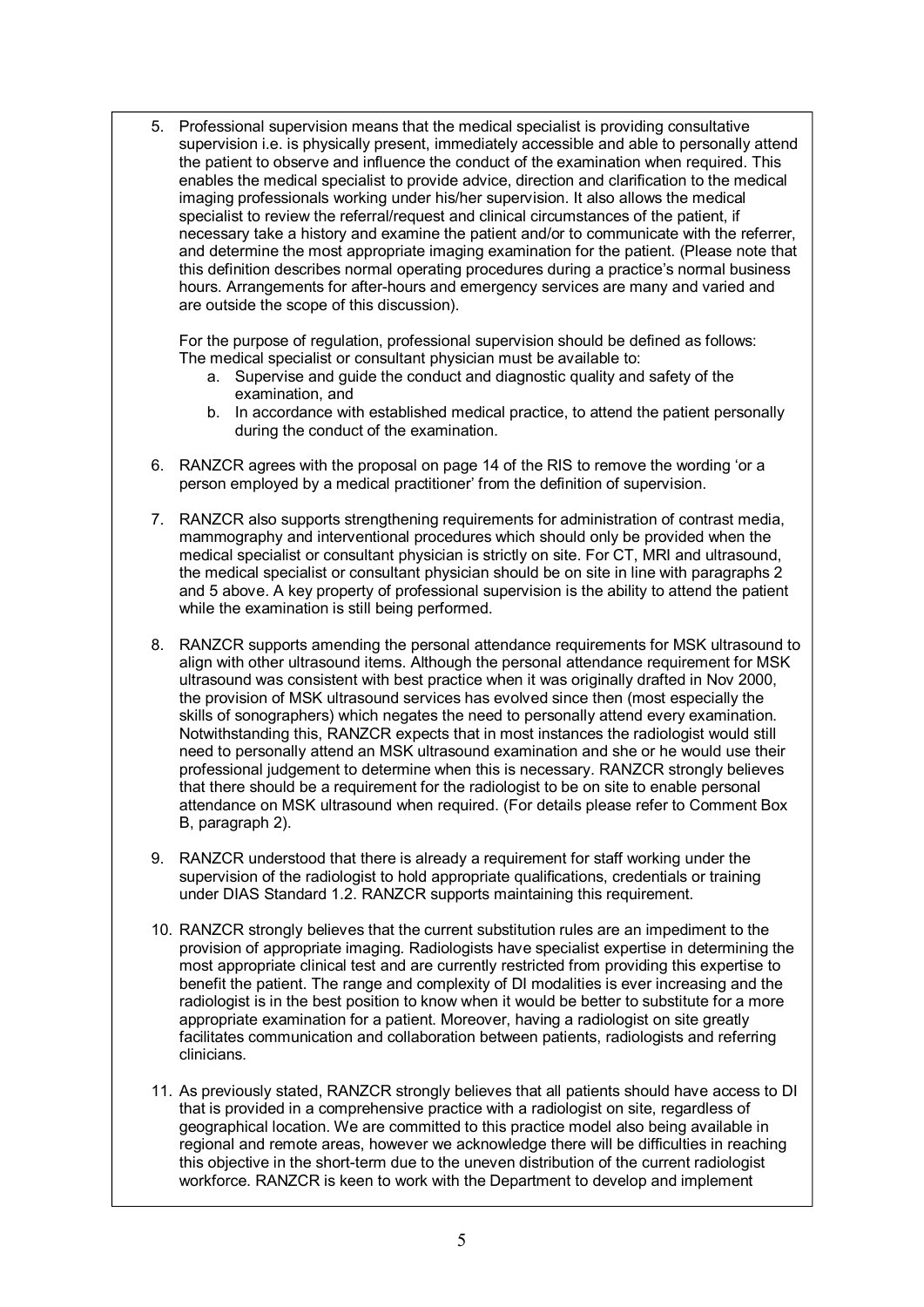5. Professional supervision means that the medical specialist is providing consultative supervision i.e. is physically present, immediately accessible and able to personally attend the patient to observe and influence the conduct of the examination when required. This enables the medical specialist to provide advice, direction and clarification to the medical imaging professionals working under his/her supervision. It also allows the medical specialist to review the referral/request and clinical circumstances of the patient, if necessary take a history and examine the patient and/or to communicate with the referrer, and determine the most appropriate imaging examination for the patient. (Please note that this definition describes normal operating procedures during a practice's normal business hours. Arrangements for after-hours and emergency services are many and varied and are outside the scope of this discussion).

   For the purpose of regulation, professional supervision should be defined as follows: The medical specialist or consultant physician must be available to:

   a. Supervise and guide the conduct and diagnostic quality and safety of the examination, and
   b. In accordance with established medical practice, to attend the patient personally during the conduct of the examination.

6. RANZCR agrees with the proposal on page 14 of the RIS to remove the wording 'or a person employed by a medical practitioner' from the definition of supervision.

7. RANZCR also supports strengthening requirements for administration of contrast media, mammography and interventional procedures which should only be provided when the medical specialist or consultant physician is strictly on site. For CT, MRI and ultrasound, the medical specialist or consultant physician should be on site in line with paragraphs 2 and 5 above. A key property of professional supervision is the ability to attend the patient while the examination is still being performed.

8. RANZCR supports amending the personal attendance requirements for MSK ultrasound to align with other ultrasound items. Although the personal attendance requirement for MSK ultrasound was consistent with best practice when it was originally drafted in Nov 2000, the provision of MSK ultrasound services has evolved since then (most especially the skills of sonographers) which negates the need to personally attend every examination. Notwithstanding this, RANZCR expects that in most instances the radiologist would still need to personally attend an MSK ultrasound examination and she or he would use their professional judgement to determine when this is necessary. RANZCR strongly believes that there should be a requirement for the radiologist to be on site to enable personal attendance on MSK ultrasound when required. (For details please refer to Comment Box B, paragraph 2).

9. RANZCR understood that there is already a requirement for staff working under the supervision of the radiologist to hold appropriate qualifications, credentials or training under DIAS Standard 1.2. RANZCR supports maintaining this requirement.

10. RANZCR strongly believes that the current substitution rules are an impediment to the provision of appropriate imaging. Radiologists have specialist expertise in determining the most appropriate clinical test and are currently restricted from providing this expertise to benefit the patient. The range and complexity of DI modalities is ever increasing and the radiologist is in the best position to know when it would be better to substitute for a more appropriate examination for a patient. Moreover, having a radiologist on site greatly facilitates communication and collaboration between patients, radiologists and referring clinicians.

11. As previously stated, RANZCR strongly believes that all patients should have access to DI that is provided in a comprehensive practice with a radiologist on site, regardless of geographical location. We are committed to this practice model also being available in regional and remote areas, however we acknowledge there will be difficulties in reaching this objective in the short-term due to the uneven distribution of the current radiologist workforce. RANZCR is keen to work with the Department to develop and implement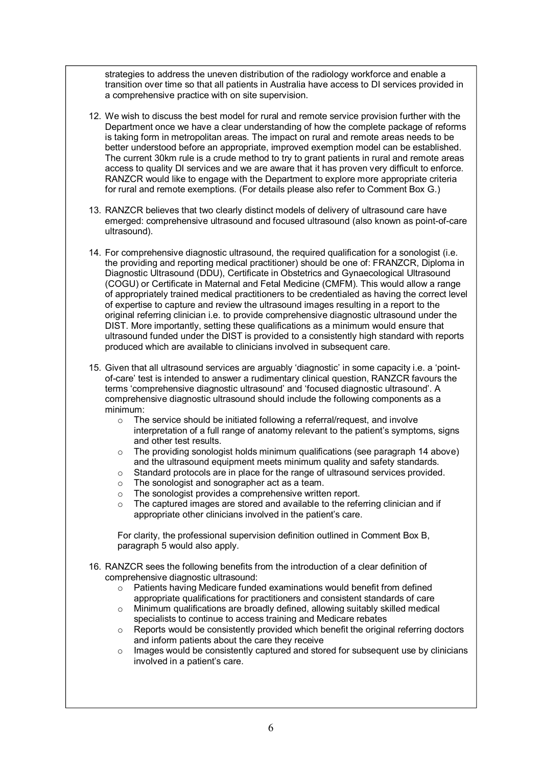strategies to address the uneven distribution of the radiology workforce and enable a transition over time so that all patients in Australia have access to DI services provided in a comprehensive practice with on site supervision.

12. We wish to discuss the best model for rural and remote service provision further with the Department once we have a clear understanding of how the complete package of reforms is taking form in metropolitan areas. The impact on rural and remote areas needs to be better understood before an appropriate, improved exemption model can be established. The current 30km rule is a crude method to try to grant patients in rural and remote areas access to quality DI services and we are aware that it has proven very difficult to enforce. RANZCR would like to engage with the Department to explore more appropriate criteria for rural and remote exemptions. (For details please also refer to Comment Box G.)

13. RANZCR believes that two clearly distinct models of delivery of ultrasound care have emerged: comprehensive ultrasound and focused ultrasound (also known as point-of-care ultrasound).

14. For comprehensive diagnostic ultrasound, the required qualification for a sonologist (i.e. the providing and reporting medical practitioner) should be one of: FRANZCR, Diploma in Diagnostic Ultrasound (DDU), Certificate in Obstetrics and Gynaecological Ultrasound (COGU) or Certificate in Maternal and Fetal Medicine (CMFM). This would allow a range of appropriately trained medical practitioners to be credentialed as having the correct level of expertise to capture and review the ultrasound images resulting in a report to the original referring clinician i.e. to provide comprehensive diagnostic ultrasound under the DIST. More importantly, setting these qualifications as a minimum would ensure that ultrasound funded under the DIST is provided to a consistently high standard with reports produced which are available to clinicians involved in subsequent care.

15. Given that all ultrasound services are arguably 'diagnostic' in some capacity i.e. a 'point-of-care' test is intended to answer a rudimentary clinical question, RANZCR favours the terms 'comprehensive diagnostic ultrasound' and 'focused diagnostic ultrasound'. A comprehensive diagnostic ultrasound should include the following components as a minimum:
    - The service should be initiated following a referral/request, and involve interpretation of a full range of anatomy relevant to the patient's symptoms, signs and other test results.
    - The providing sonologist holds minimum qualifications (see paragraph 14 above) and the ultrasound equipment meets minimum quality and safety standards.
    - Standard protocols are in place for the range of ultrasound services provided.
    - The sonologist and sonographer act as a team.
    - The sonologist provides a comprehensive written report.
    - The captured images are stored and available to the referring clinician and if appropriate other clinicians involved in the patient's care.

    For clarity, the professional supervision definition outlined in Comment Box B, paragraph 5 would also apply.

16. RANZCR sees the following benefits from the introduction of a clear definition of comprehensive diagnostic ultrasound:
    - Patients having Medicare funded examinations would benefit from defined appropriate qualifications for practitioners and consistent standards of care
    - Minimum qualifications are broadly defined, allowing suitably skilled medical specialists to continue to access training and Medicare rebates
    - Reports would be consistently provided which benefit the original referring doctors and inform patients about the care they receive
    - Images would be consistently captured and stored for subsequent use by clinicians involved in a patient's care.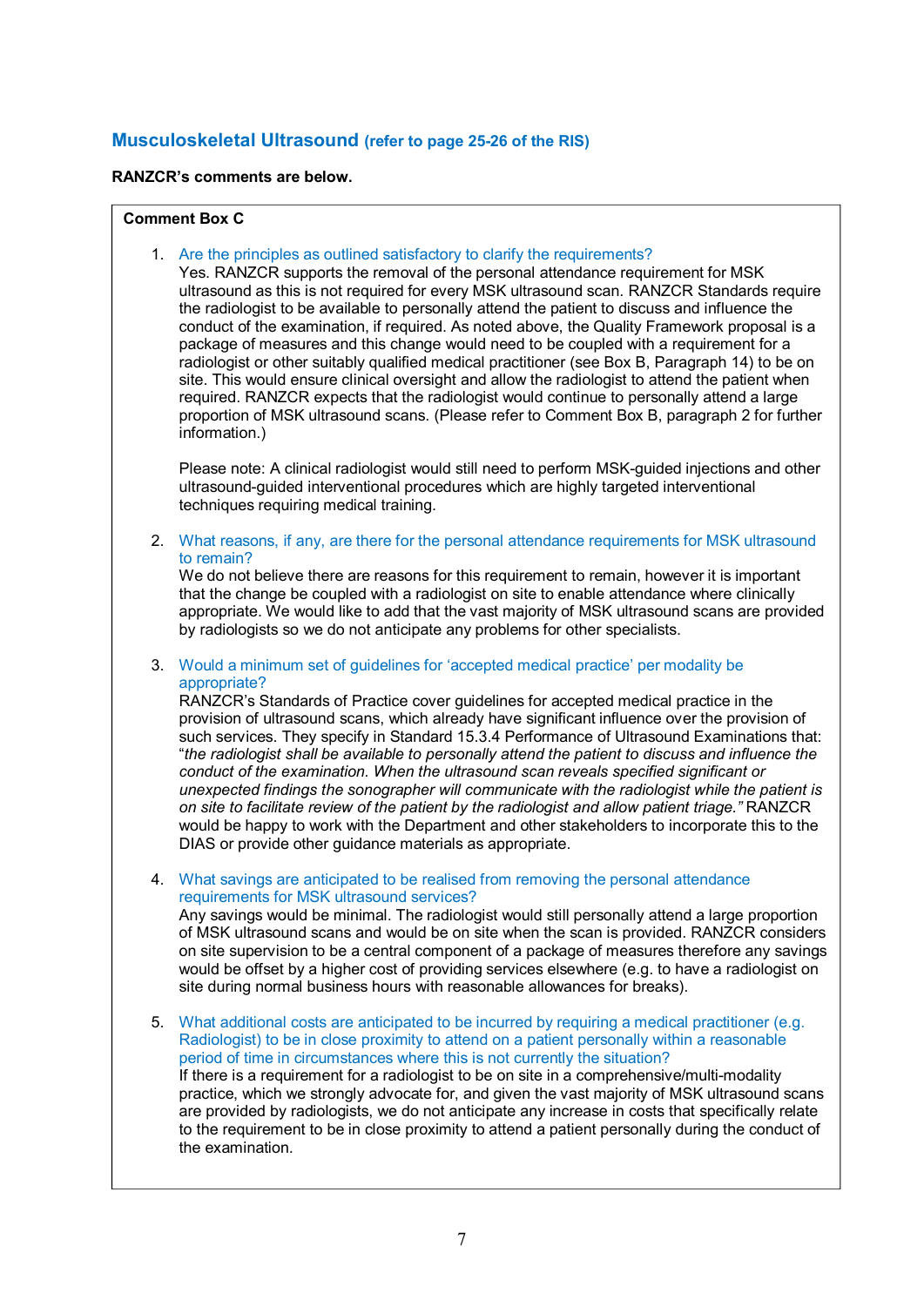## Musculoskeletal Ultrasound (refer to page 25-26 of the RIS)

**RANZCR's comments are below.**

**Comment Box C**

1. Are the principles as outlined satisfactory to clarify the requirements?
   Yes. RANZCR supports the removal of the personal attendance requirement for MSK ultrasound as this is not required for every MSK ultrasound scan. RANZCR Standards require the radiologist to be available to personally attend the patient to discuss and influence the conduct of the examination, if required. As noted above, the Quality Framework proposal is a package of measures and this change would need to be coupled with a requirement for a radiologist or other suitably qualified medical practitioner (see Box B, Paragraph 14) to be on site. This would ensure clinical oversight and allow the radiologist to attend the patient when required. RANZCR expects that the radiologist would continue to personally attend a large proportion of MSK ultrasound scans. (Please refer to Comment Box B, paragraph 2 for further information.)

   Please note: A clinical radiologist would still need to perform MSK-guided injections and other ultrasound-guided interventional procedures which are highly targeted interventional techniques requiring medical training.

2. What reasons, if any, are there for the personal attendance requirements for MSK ultrasound to remain?
   We do not believe there are reasons for this requirement to remain, however it is important that the change be coupled with a radiologist on site to enable attendance where clinically appropriate. We would like to add that the vast majority of MSK ultrasound scans are provided by radiologists so we do not anticipate any problems for other specialists.

3. Would a minimum set of guidelines for 'accepted medical practice' per modality be appropriate?
   RANZCR's Standards of Practice cover guidelines for accepted medical practice in the provision of ultrasound scans, which already have significant influence over the provision of such services. They specify in Standard 15.3.4 Performance of Ultrasound Examinations that: "*the radiologist shall be available to personally attend the patient to discuss and influence the conduct of the examination. When the ultrasound scan reveals specified significant or unexpected findings the sonographer will communicate with the radiologist while the patient is on site to facilitate review of the patient by the radiologist and allow patient triage.*" RANZCR would be happy to work with the Department and other stakeholders to incorporate this to the DIAS or provide other guidance materials as appropriate.

4. What savings are anticipated to be realised from removing the personal attendance requirements for MSK ultrasound services?
   Any savings would be minimal. The radiologist would still personally attend a large proportion of MSK ultrasound scans and would be on site when the scan is provided. RANZCR considers on site supervision to be a central component of a package of measures therefore any savings would be offset by a higher cost of providing services elsewhere (e.g. to have a radiologist on site during normal business hours with reasonable allowances for breaks).

5. What additional costs are anticipated to be incurred by requiring a medical practitioner (e.g. Radiologist) to be in close proximity to attend on a patient personally within a reasonable period of time in circumstances where this is not currently the situation?
   If there is a requirement for a radiologist to be on site in a comprehensive/multi-modality practice, which we strongly advocate for, and given the vast majority of MSK ultrasound scans are provided by radiologists, we do not anticipate any increase in costs that specifically relate to the requirement to be in close proximity to attend a patient personally during the conduct of the examination.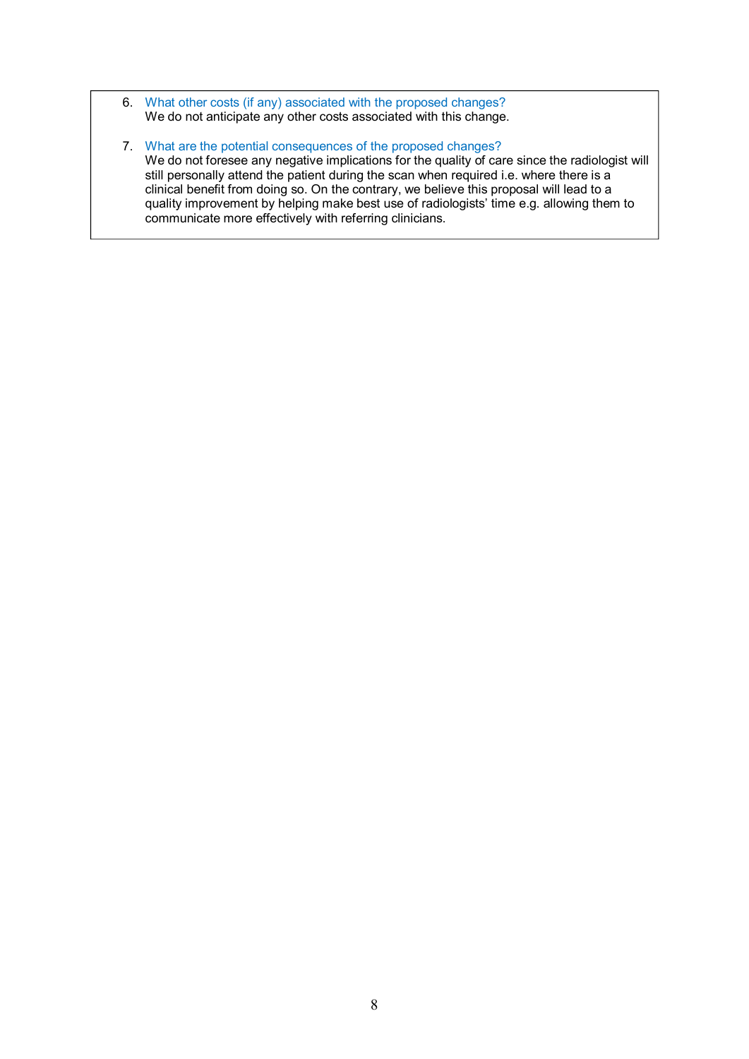6. What other costs (if any) associated with the proposed changes?
   We do not anticipate any other costs associated with this change.

7. What are the potential consequences of the proposed changes?
   We do not foresee any negative implications for the quality of care since the radiologist will still personally attend the patient during the scan when required i.e. where there is a clinical benefit from doing so. On the contrary, we believe this proposal will lead to a quality improvement by helping make best use of radiologists' time e.g. allowing them to communicate more effectively with referring clinicians.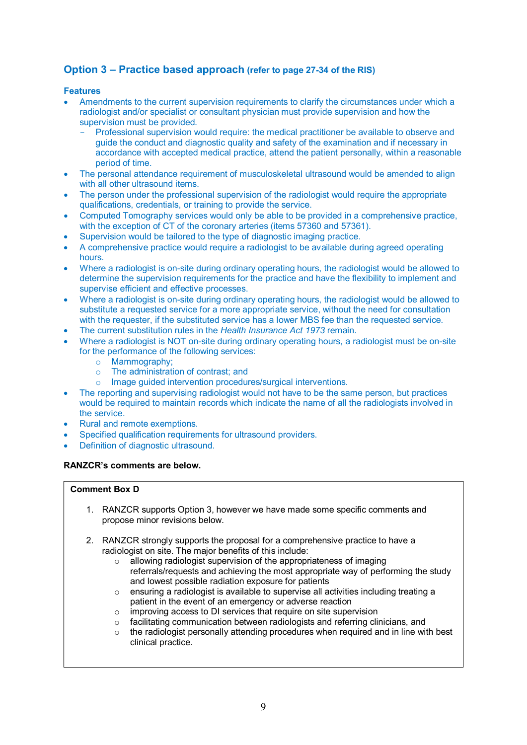## Option 3 – Practice based approach (refer to page 27-34 of the RIS)

**Features**

- Amendments to the current supervision requirements to clarify the circumstances under which a radiologist and/or specialist or consultant physician must provide supervision and how the supervision must be provided.
  - Professional supervision would require: the medical practitioner be available to observe and guide the conduct and diagnostic quality and safety of the examination and if necessary in accordance with accepted medical practice, attend the patient personally, within a reasonable period of time.
- The personal attendance requirement of musculoskeletal ultrasound would be amended to align with all other ultrasound items.
- The person under the professional supervision of the radiologist would require the appropriate qualifications, credentials, or training to provide the service.
- Computed Tomography services would only be able to be provided in a comprehensive practice, with the exception of CT of the coronary arteries (items 57360 and 57361).
- Supervision would be tailored to the type of diagnostic imaging practice.
- A comprehensive practice would require a radiologist to be available during agreed operating hours.
- Where a radiologist is on-site during ordinary operating hours, the radiologist would be allowed to determine the supervision requirements for the practice and have the flexibility to implement and supervise efficient and effective processes.
- Where a radiologist is on-site during ordinary operating hours, the radiologist would be allowed to substitute a requested service for a more appropriate service, without the need for consultation with the requester, if the substituted service has a lower MBS fee than the requested service.
- The current substitution rules in the *Health Insurance Act 1973* remain.
- Where a radiologist is NOT on-site during ordinary operating hours, a radiologist must be on-site for the performance of the following services:
  - Mammography;
  - The administration of contrast; and
  - Image guided intervention procedures/surgical interventions.
- The reporting and supervising radiologist would not have to be the same person, but practices would be required to maintain records which indicate the name of all the radiologists involved in the service.
- Rural and remote exemptions.
- Specified qualification requirements for ultrasound providers.
- Definition of diagnostic ultrasound.

**RANZCR's comments are below.**

**Comment Box D**

1. RANZCR supports Option 3, however we have made some specific comments and propose minor revisions below.

2. RANZCR strongly supports the proposal for a comprehensive practice to have a radiologist on site. The major benefits of this include:
   - allowing radiologist supervision of the appropriateness of imaging referrals/requests and achieving the most appropriate way of performing the study and lowest possible radiation exposure for patients
   - ensuring a radiologist is available to supervise all activities including treating a patient in the event of an emergency or adverse reaction
   - improving access to DI services that require on site supervision
   - facilitating communication between radiologists and referring clinicians, and
   - the radiologist personally attending procedures when required and in line with best clinical practice.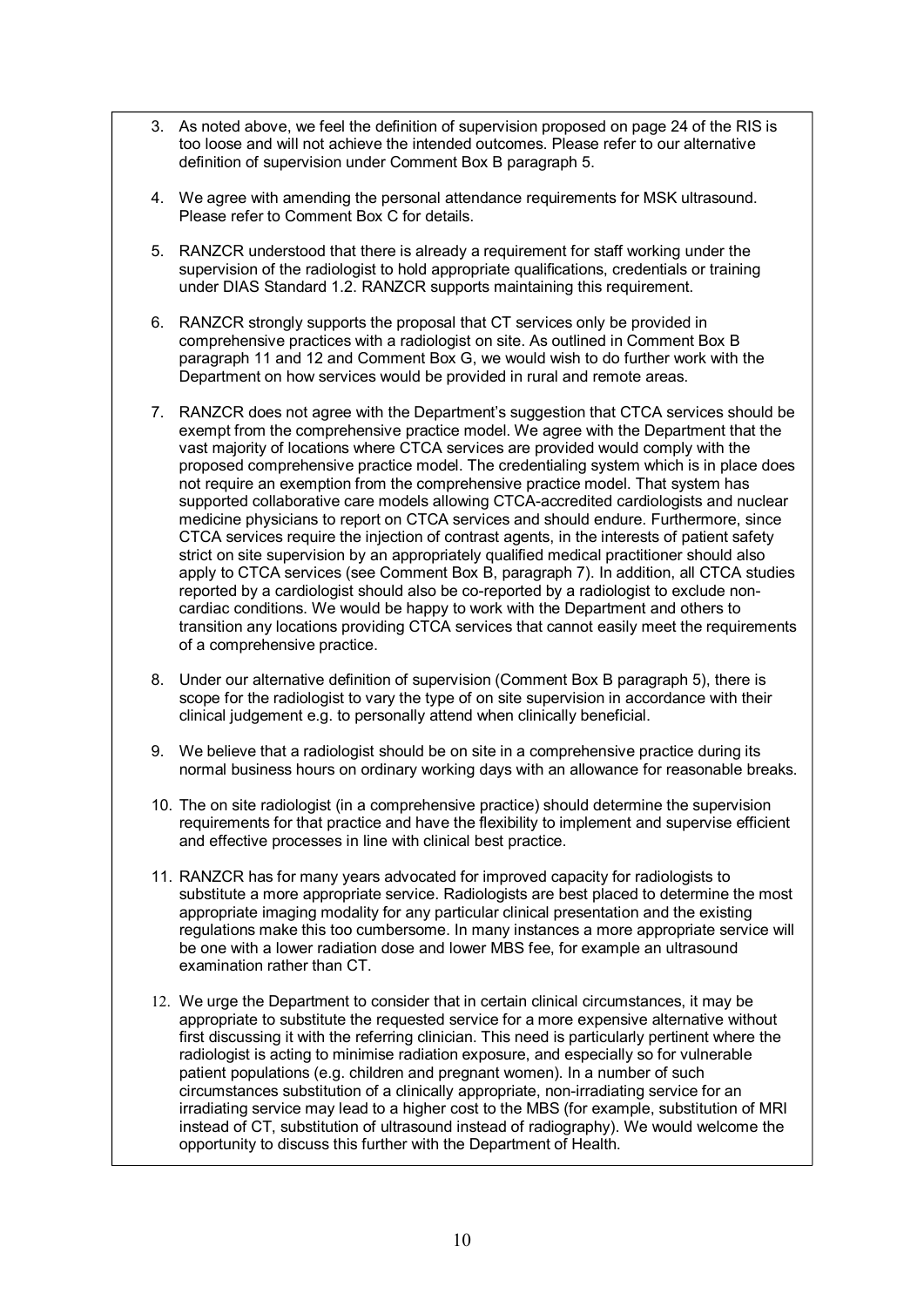3. As noted above, we feel the definition of supervision proposed on page 24 of the RIS is too loose and will not achieve the intended outcomes. Please refer to our alternative definition of supervision under Comment Box B paragraph 5.

4. We agree with amending the personal attendance requirements for MSK ultrasound. Please refer to Comment Box C for details.

5. RANZCR understood that there is already a requirement for staff working under the supervision of the radiologist to hold appropriate qualifications, credentials or training under DIAS Standard 1.2. RANZCR supports maintaining this requirement.

6. RANZCR strongly supports the proposal that CT services only be provided in comprehensive practices with a radiologist on site. As outlined in Comment Box B paragraph 11 and 12 and Comment Box G, we would wish to do further work with the Department on how services would be provided in rural and remote areas.

7. RANZCR does not agree with the Department's suggestion that CTCA services should be exempt from the comprehensive practice model. We agree with the Department that the vast majority of locations where CTCA services are provided would comply with the proposed comprehensive practice model. The credentialing system which is in place does not require an exemption from the comprehensive practice model. That system has supported collaborative care models allowing CTCA-accredited cardiologists and nuclear medicine physicians to report on CTCA services and should endure. Furthermore, since CTCA services require the injection of contrast agents, in the interests of patient safety strict on site supervision by an appropriately qualified medical practitioner should also apply to CTCA services (see Comment Box B, paragraph 7). In addition, all CTCA studies reported by a cardiologist should also be co-reported by a radiologist to exclude non-cardiac conditions. We would be happy to work with the Department and others to transition any locations providing CTCA services that cannot easily meet the requirements of a comprehensive practice.

8. Under our alternative definition of supervision (Comment Box B paragraph 5), there is scope for the radiologist to vary the type of on site supervision in accordance with their clinical judgement e.g. to personally attend when clinically beneficial.

9. We believe that a radiologist should be on site in a comprehensive practice during its normal business hours on ordinary working days with an allowance for reasonable breaks.

10. The on site radiologist (in a comprehensive practice) should determine the supervision requirements for that practice and have the flexibility to implement and supervise efficient and effective processes in line with clinical best practice.

11. RANZCR has for many years advocated for improved capacity for radiologists to substitute a more appropriate service. Radiologists are best placed to determine the most appropriate imaging modality for any particular clinical presentation and the existing regulations make this too cumbersome. In many instances a more appropriate service will be one with a lower radiation dose and lower MBS fee, for example an ultrasound examination rather than CT.

12. We urge the Department to consider that in certain clinical circumstances, it may be appropriate to substitute the requested service for a more expensive alternative without first discussing it with the referring clinician. This need is particularly pertinent where the radiologist is acting to minimise radiation exposure, and especially so for vulnerable patient populations (e.g. children and pregnant women). In a number of such circumstances substitution of a clinically appropriate, non-irradiating service for an irradiating service may lead to a higher cost to the MBS (for example, substitution of MRI instead of CT, substitution of ultrasound instead of radiography). We would welcome the opportunity to discuss this further with the Department of Health.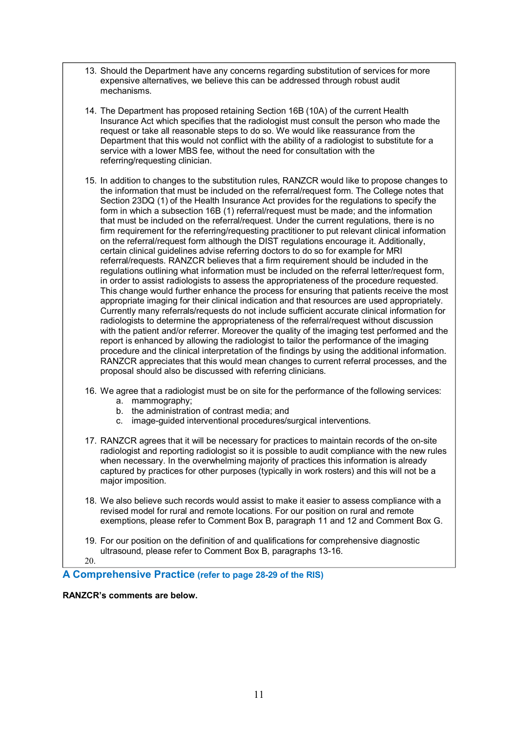13. Should the Department have any concerns regarding substitution of services for more expensive alternatives, we believe this can be addressed through robust audit mechanisms.

14. The Department has proposed retaining Section 16B (10A) of the current Health Insurance Act which specifies that the radiologist must consult the person who made the request or take all reasonable steps to do so. We would like reassurance from the Department that this would not conflict with the ability of a radiologist to substitute for a service with a lower MBS fee, without the need for consultation with the referring/requesting clinician.

15. In addition to changes to the substitution rules, RANZCR would like to propose changes to the information that must be included on the referral/request form. The College notes that Section 23DQ (1) of the Health Insurance Act provides for the regulations to specify the form in which a subsection 16B (1) referral/request must be made; and the information that must be included on the referral/request. Under the current regulations, there is no firm requirement for the referring/requesting practitioner to put relevant clinical information on the referral/request form although the DIST regulations encourage it. Additionally, certain clinical guidelines advise referring doctors to do so for example for MRI referral/requests. RANZCR believes that a firm requirement should be included in the regulations outlining what information must be included on the referral letter/request form, in order to assist radiologists to assess the appropriateness of the procedure requested. This change would further enhance the process for ensuring that patients receive the most appropriate imaging for their clinical indication and that resources are used appropriately. Currently many referrals/requests do not include sufficient accurate clinical information for radiologists to determine the appropriateness of the referral/request without discussion with the patient and/or referrer. Moreover the quality of the imaging test performed and the report is enhanced by allowing the radiologist to tailor the performance of the imaging procedure and the clinical interpretation of the findings by using the additional information. RANZCR appreciates that this would mean changes to current referral processes, and the proposal should also be discussed with referring clinicians.

16. We agree that a radiologist must be on site for the performance of the following services:
    a. mammography;
    b. the administration of contrast media; and
    c. image-guided interventional procedures/surgical interventions.

17. RANZCR agrees that it will be necessary for practices to maintain records of the on-site radiologist and reporting radiologist so it is possible to audit compliance with the new rules when necessary. In the overwhelming majority of practices this information is already captured by practices for other purposes (typically in work rosters) and this will not be a major imposition.

18. We also believe such records would assist to make it easier to assess compliance with a revised model for rural and remote locations. For our position on rural and remote exemptions, please refer to Comment Box B, paragraph 11 and 12 and Comment Box G.

19. For our position on the definition of and qualifications for comprehensive diagnostic ultrasound, please refer to Comment Box B, paragraphs 13-16.

20.

## A Comprehensive Practice (refer to page 28-29 of the RIS)

**RANZCR's comments are below.**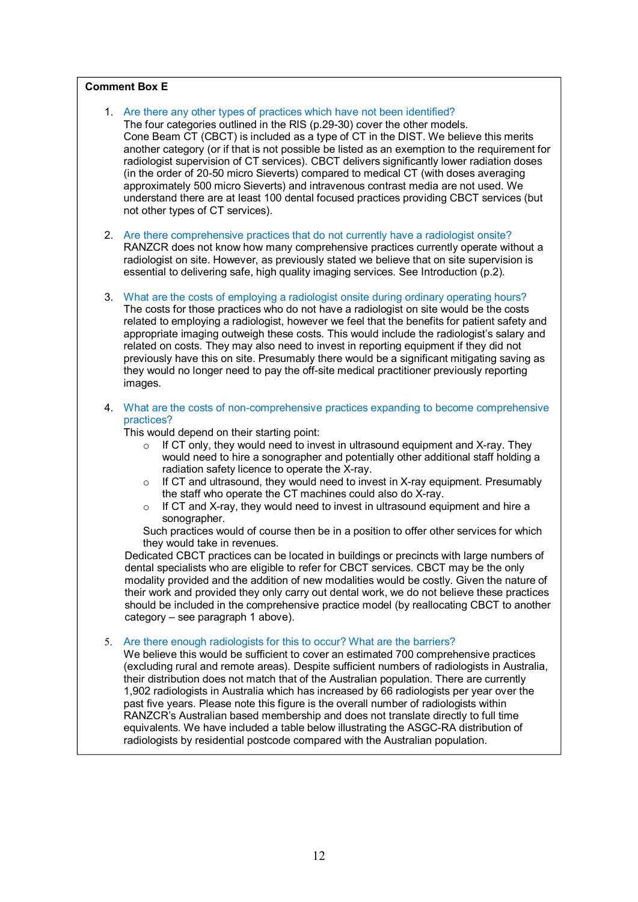**Comment Box E**

1. Are there any other types of practices which have not been identified?
   The four categories outlined in the RIS (p.29-30) cover the other models.
   Cone Beam CT (CBCT) is included as a type of CT in the DIST. We believe this merits another category (or if that is not possible be listed as an exemption to the requirement for radiologist supervision of CT services). CBCT delivers significantly lower radiation doses (in the order of 20-50 micro Sieverts) compared to medical CT (with doses averaging approximately 500 micro Sieverts) and intravenous contrast media are not used. We understand there are at least 100 dental focused practices providing CBCT services (but not other types of CT services).

2. Are there comprehensive practices that do not currently have a radiologist onsite?
   RANZCR does not know how many comprehensive practices currently operate without a radiologist on site. However, as previously stated we believe that on site supervision is essential to delivering safe, high quality imaging services. See Introduction (p.2).

3. What are the costs of employing a radiologist onsite during ordinary operating hours?
   The costs for those practices who do not have a radiologist on site would be the costs related to employing a radiologist, however we feel that the benefits for patient safety and appropriate imaging outweigh these costs. This would include the radiologist's salary and related on costs. They may also need to invest in reporting equipment if they did not previously have this on site. Presumably there would be a significant mitigating saving as they would no longer need to pay the off-site medical practitioner previously reporting images.

4. What are the costs of non-comprehensive practices expanding to become comprehensive practices?
   This would depend on their starting point:
   - If CT only, they would need to invest in ultrasound equipment and X-ray. They would need to hire a sonographer and potentially other additional staff holding a radiation safety licence to operate the X-ray.
   - If CT and ultrasound, they would need to invest in X-ray equipment. Presumably the staff who operate the CT machines could also do X-ray.
   - If CT and X-ray, they would need to invest in ultrasound equipment and hire a sonographer.

   Such practices would of course then be in a position to offer other services for which they would take in revenues.

   Dedicated CBCT practices can be located in buildings or precincts with large numbers of dental specialists who are eligible to refer for CBCT services. CBCT may be the only modality provided and the addition of new modalities would be costly. Given the nature of their work and provided they only carry out dental work, we do not believe these practices should be included in the comprehensive practice model (by reallocating CBCT to another category – see paragraph 1 above).

5. Are there enough radiologists for this to occur? What are the barriers?
   We believe this would be sufficient to cover an estimated 700 comprehensive practices (excluding rural and remote areas). Despite sufficient numbers of radiologists in Australia, their distribution does not match that of the Australian population. There are currently 1,902 radiologists in Australia which has increased by 66 radiologists per year over the past five years. Please note this figure is the overall number of radiologists within RANZCR's Australian based membership and does not translate directly to full time equivalents. We have included a table below illustrating the ASGC-RA distribution of radiologists by residential postcode compared with the Australian population.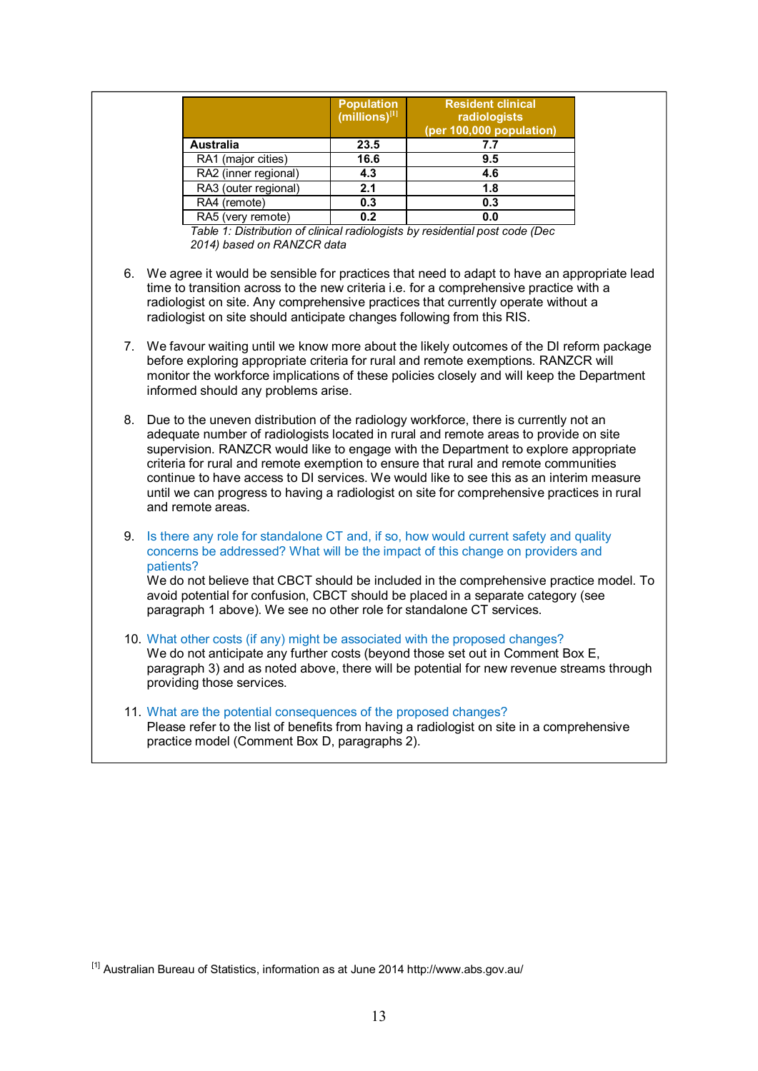| | Population (millions)[1] | Resident clinical radiologists (per 100,000 population) |
|---|---|---|
| **Australia** | **23.5** | **7.7** |
| RA1 (major cities) | **16.6** | **9.5** |
| RA2 (inner regional) | **4.3** | **4.6** |
| RA3 (outer regional) | **2.1** | **1.8** |
| RA4 (remote) | **0.3** | **0.3** |
| RA5 (very remote) | **0.2** | **0.0** |

*Table 1: Distribution of clinical radiologists by residential post code (Dec 2014) based on RANZCR data*

6. We agree it would be sensible for practices that need to adapt to have an appropriate lead time to transition across to the new criteria i.e. for a comprehensive practice with a radiologist on site. Any comprehensive practices that currently operate without a radiologist on site should anticipate changes following from this RIS.

7. We favour waiting until we know more about the likely outcomes of the DI reform package before exploring appropriate criteria for rural and remote exemptions. RANZCR will monitor the workforce implications of these policies closely and will keep the Department informed should any problems arise.

8. Due to the uneven distribution of the radiology workforce, there is currently not an adequate number of radiologists located in rural and remote areas to provide on site supervision. RANZCR would like to engage with the Department to explore appropriate criteria for rural and remote exemption to ensure that rural and remote communities continue to have access to DI services. We would like to see this as an interim measure until we can progress to having a radiologist on site for comprehensive practices in rural and remote areas.

9. Is there any role for standalone CT and, if so, how would current safety and quality concerns be addressed? What will be the impact of this change on providers and patients?
   We do not believe that CBCT should be included in the comprehensive practice model. To avoid potential for confusion, CBCT should be placed in a separate category (see paragraph 1 above). We see no other role for standalone CT services.

10. What other costs (if any) might be associated with the proposed changes?
    We do not anticipate any further costs (beyond those set out in Comment Box E, paragraph 3) and as noted above, there will be potential for new revenue streams through providing those services.

11. What are the potential consequences of the proposed changes?
    Please refer to the list of benefits from having a radiologist on site in a comprehensive practice model (Comment Box D, paragraphs 2).

[1] Australian Bureau of Statistics, information as at June 2014 http://www.abs.gov.au/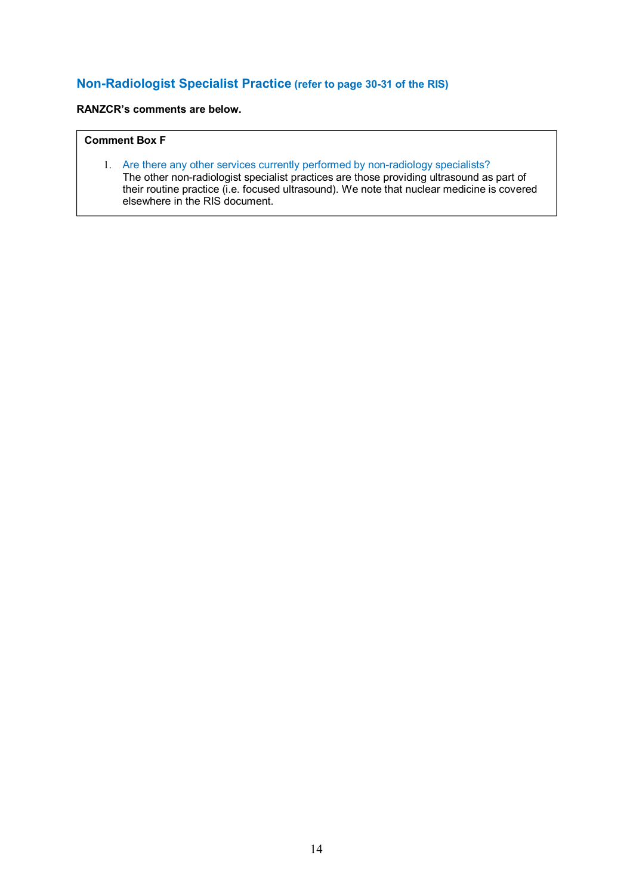## Non-Radiologist Specialist Practice (refer to page 30-31 of the RIS)

**RANZCR's comments are below.**

**Comment Box F**

1. Are there any other services currently performed by non-radiology specialists?
   The other non-radiologist specialist practices are those providing ultrasound as part of their routine practice (i.e. focused ultrasound). We note that nuclear medicine is covered elsewhere in the RIS document.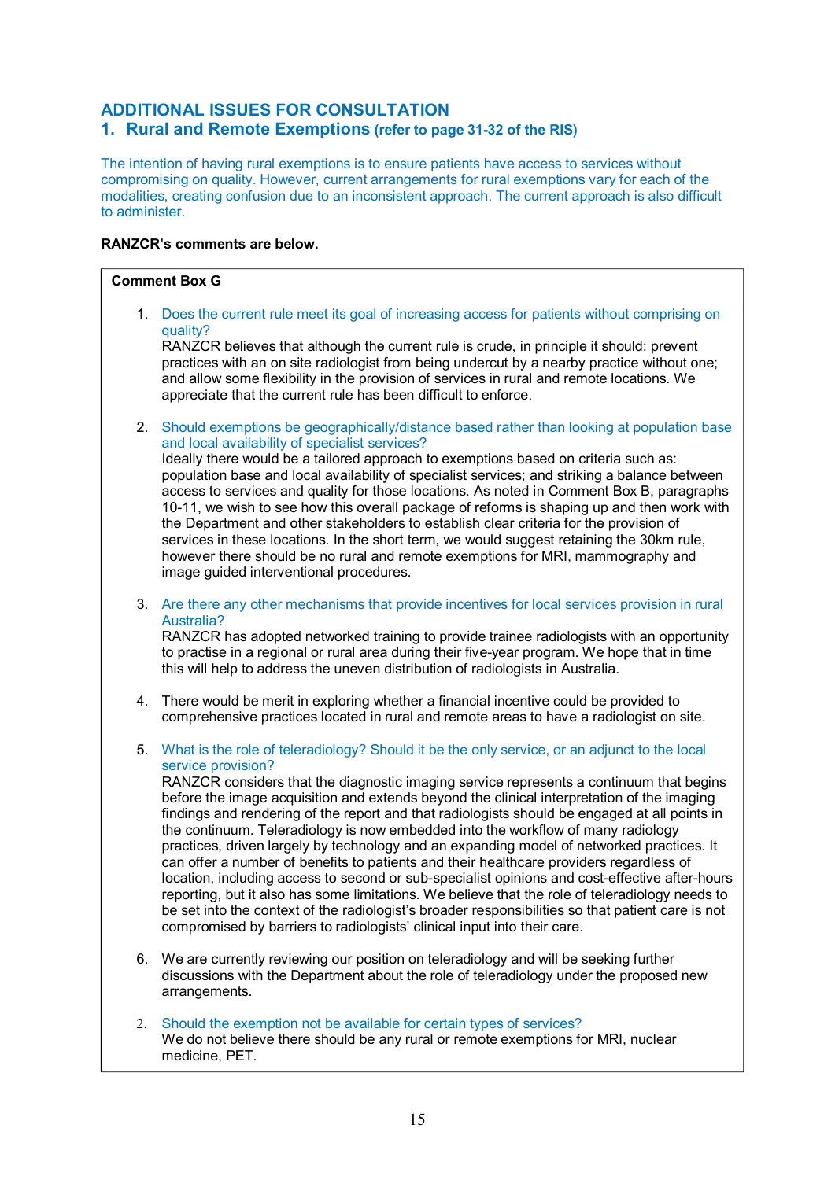## ADDITIONAL ISSUES FOR CONSULTATION

### 1. Rural and Remote Exemptions (refer to page 31-32 of the RIS)

The intention of having rural exemptions is to ensure patients have access to services without compromising on quality. However, current arrangements for rural exemptions vary for each of the modalities, creating confusion due to an inconsistent approach. The current approach is also difficult to administer.

**RANZCR's comments are below.**

**Comment Box G**

1. Does the current rule meet its goal of increasing access for patients without comprising on quality?
   RANZCR believes that although the current rule is crude, in principle it should: prevent practices with an on site radiologist from being undercut by a nearby practice without one; and allow some flexibility in the provision of services in rural and remote locations. We appreciate that the current rule has been difficult to enforce.

2. Should exemptions be geographically/distance based rather than looking at population base and local availability of specialist services?
   Ideally there would be a tailored approach to exemptions based on criteria such as: population base and local availability of specialist services; and striking a balance between access to services and quality for those locations. As noted in Comment Box B, paragraphs 10-11, we wish to see how this overall package of reforms is shaping up and then work with the Department and other stakeholders to establish clear criteria for the provision of services in these locations. In the short term, we would suggest retaining the 30km rule, however there should be no rural and remote exemptions for MRI, mammography and image guided interventional procedures.

3. Are there any other mechanisms that provide incentives for local services provision in rural Australia?
   RANZCR has adopted networked training to provide trainee radiologists with an opportunity to practise in a regional or rural area during their five-year program. We hope that in time this will help to address the uneven distribution of radiologists in Australia.

4. There would be merit in exploring whether a financial incentive could be provided to comprehensive practices located in rural and remote areas to have a radiologist on site.

5. What is the role of teleradiology? Should it be the only service, or an adjunct to the local service provision?
   RANZCR considers that the diagnostic imaging service represents a continuum that begins before the image acquisition and extends beyond the clinical interpretation of the imaging findings and rendering of the report and that radiologists should be engaged at all points in the continuum. Teleradiology is now embedded into the workflow of many radiology practices, driven largely by technology and an expanding model of networked practices. It can offer a number of benefits to patients and their healthcare providers regardless of location, including access to second or sub-specialist opinions and cost-effective after-hours reporting, but it also has some limitations. We believe that the role of teleradiology needs to be set into the context of the radiologist's broader responsibilities so that patient care is not compromised by barriers to radiologists' clinical input into their care.

6. We are currently reviewing our position on teleradiology and will be seeking further discussions with the Department about the role of teleradiology under the proposed new arrangements.

2. Should the exemption not be available for certain types of services?
   We do not believe there should be any rural or remote exemptions for MRI, nuclear medicine, PET.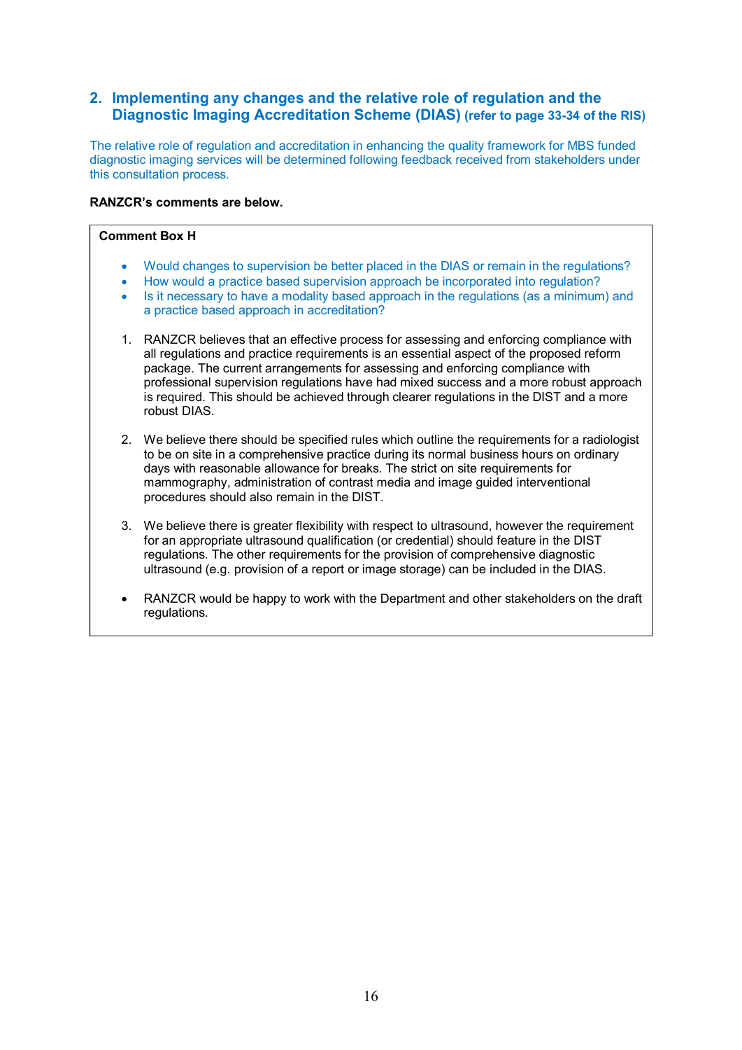## 2. Implementing any changes and the relative role of regulation and the Diagnostic Imaging Accreditation Scheme (DIAS) (refer to page 33-34 of the RIS)

The relative role of regulation and accreditation in enhancing the quality framework for MBS funded diagnostic imaging services will be determined following feedback received from stakeholders under this consultation process.

**RANZCR's comments are below.**

**Comment Box H**

- Would changes to supervision be better placed in the DIAS or remain in the regulations?
- How would a practice based supervision approach be incorporated into regulation?
- Is it necessary to have a modality based approach in the regulations (as a minimum) and a practice based approach in accreditation?

1. RANZCR believes that an effective process for assessing and enforcing compliance with all regulations and practice requirements is an essential aspect of the proposed reform package. The current arrangements for assessing and enforcing compliance with professional supervision regulations have had mixed success and a more robust approach is required. This should be achieved through clearer regulations in the DIST and a more robust DIAS.

2. We believe there should be specified rules which outline the requirements for a radiologist to be on site in a comprehensive practice during its normal business hours on ordinary days with reasonable allowance for breaks. The strict on site requirements for mammography, administration of contrast media and image guided interventional procedures should also remain in the DIST.

3. We believe there is greater flexibility with respect to ultrasound, however the requirement for an appropriate ultrasound qualification (or credential) should feature in the DIST regulations. The other requirements for the provision of comprehensive diagnostic ultrasound (e.g. provision of a report or image storage) can be included in the DIAS.

- RANZCR would be happy to work with the Department and other stakeholders on the draft regulations.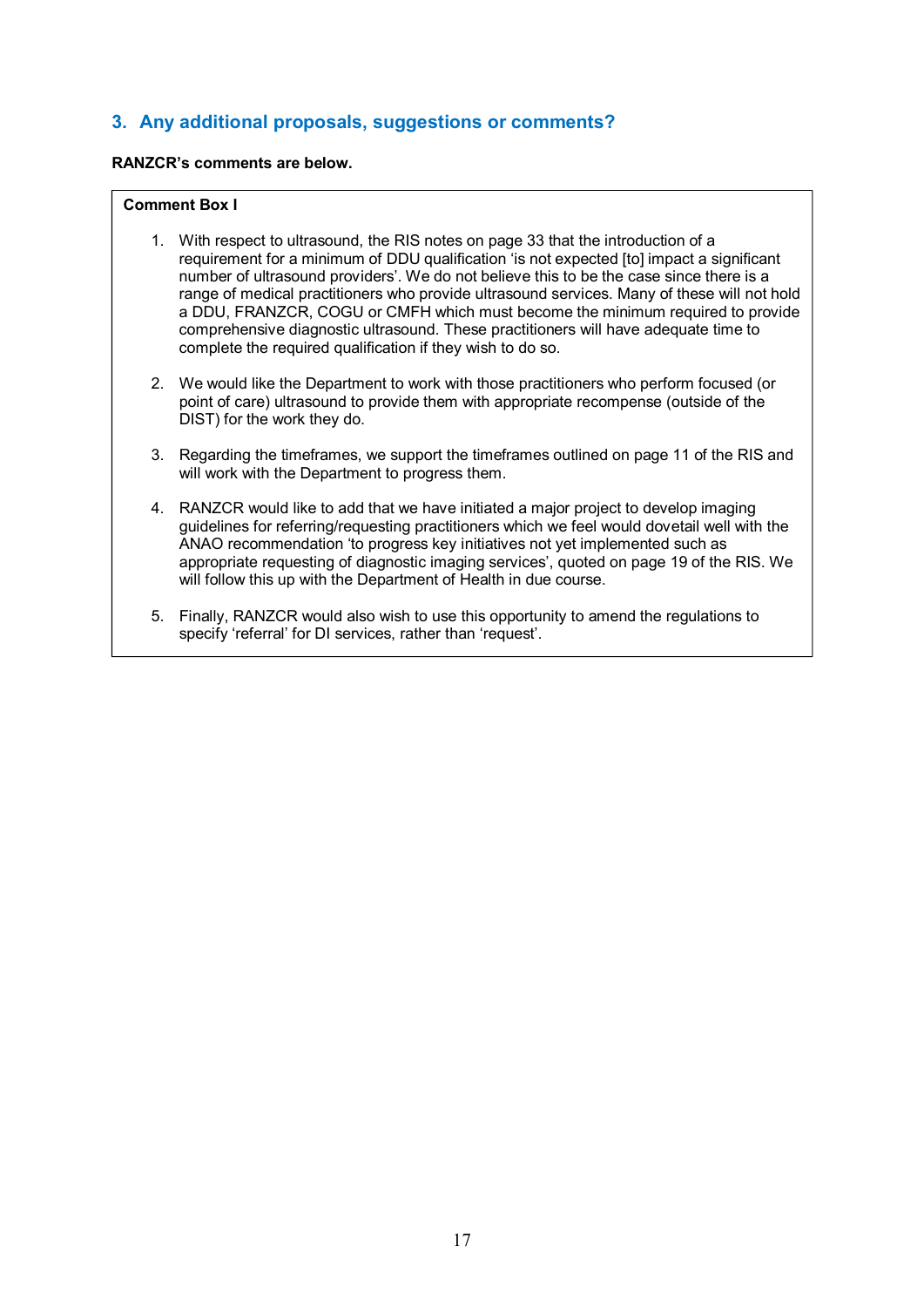## 3. Any additional proposals, suggestions or comments?

**RANZCR's comments are below.**

**Comment Box I**

1. With respect to ultrasound, the RIS notes on page 33 that the introduction of a requirement for a minimum of DDU qualification 'is not expected [to] impact a significant number of ultrasound providers'. We do not believe this to be the case since there is a range of medical practitioners who provide ultrasound services. Many of these will not hold a DDU, FRANZCR, COGU or CMFH which must become the minimum required to provide comprehensive diagnostic ultrasound. These practitioners will have adequate time to complete the required qualification if they wish to do so.

2. We would like the Department to work with those practitioners who perform focused (or point of care) ultrasound to provide them with appropriate recompense (outside of the DIST) for the work they do.

3. Regarding the timeframes, we support the timeframes outlined on page 11 of the RIS and will work with the Department to progress them.

4. RANZCR would like to add that we have initiated a major project to develop imaging guidelines for referring/requesting practitioners which we feel would dovetail well with the ANAO recommendation 'to progress key initiatives not yet implemented such as appropriate requesting of diagnostic imaging services', quoted on page 19 of the RIS. We will follow this up with the Department of Health in due course.

5. Finally, RANZCR would also wish to use this opportunity to amend the regulations to specify 'referral' for DI services, rather than 'request'.